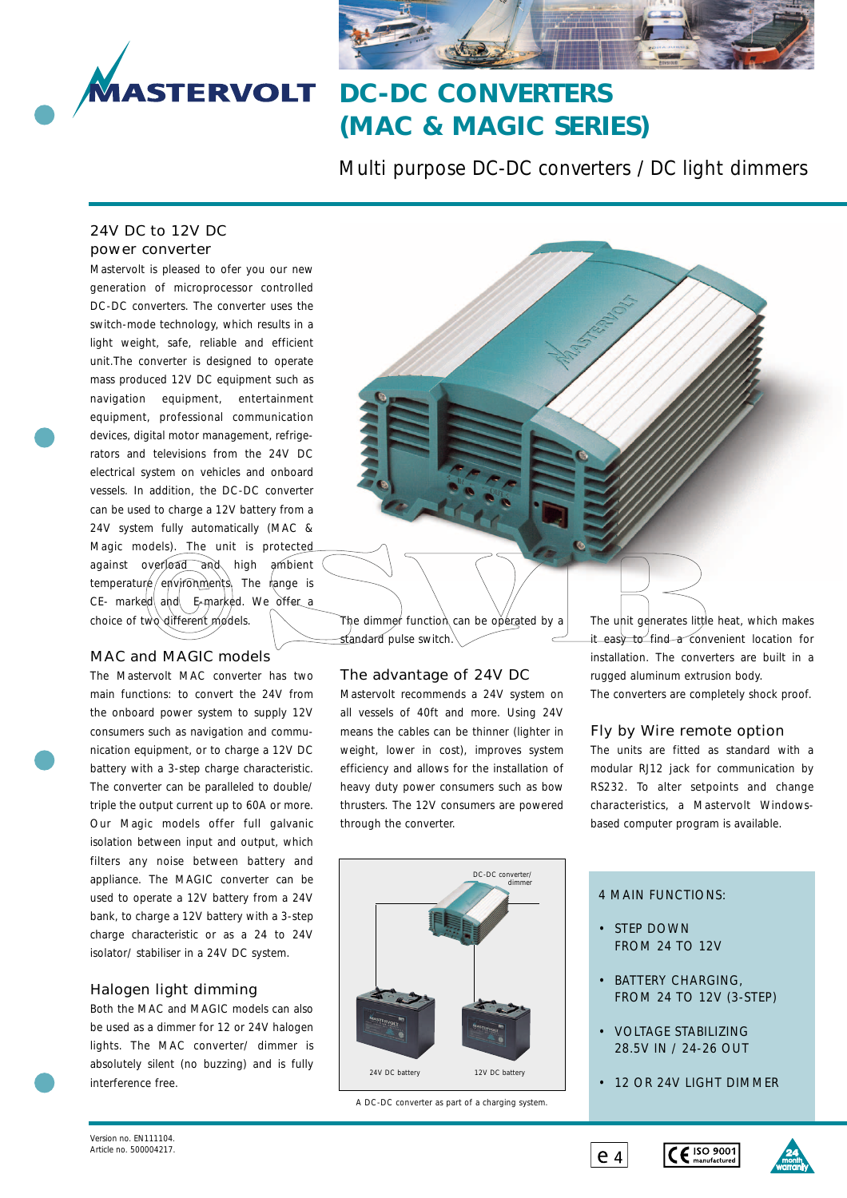# DC-DC CONVERTERS (MAC & MAGIC SERIES)

Multi purpose DC-DC converters / DC light dimmers

## 24V DC to 12V DC power converter

Mastervolt is pleased to offer you our new generation of microprocessor controlled DC-DC converters. The converter uses the switch-mode technology, which results in a light weight, safe, reliable and efficient unit.The converter is designed to operate mass produced 12V DC equipment such as navigation equipment, entertainment equipment, professional communication devices, digital motor management, refrigerators and televisions from the 24V DC electrical system on vehicles and onboard vessels. In addition, the DC-DC converter can be used to charge a 12V battery from a 24V system fully automatically (MAC & Magic models). The unit is protected against overload and high ambient temperature environments. The range is CE- marked and E-marked. We offer a choice of two different models.

## MAC and MAGIC models

The Mastervolt MAC converter has two main functions: to convert the 24V from the onboard power system to supply 12V consumers such as navigation and communication equipment, or to charge a 12V DC battery with a 3-step charge characteristic. The converter can be paralleled to double/ triple the output current up to 60A or more. Our Magic models offer full galvanic isolation between input and output, which filters any noise between battery and appliance. The MAGIC converter can be used to operate a 12V battery from a 24V bank, to charge a 12V battery with a 3-step charge characteristic or as a 24 to 24V isolator/ stabiliser in a 24V DC system.

## Halogen light dimming

Both the MAC and MAGIC models can also be used as a dimmer for 12 or 24V halogen lights. The MAC converter/ dimmer is absolutely silent (no buzzing) and is fully interference free.

The dimmer function can be operated by a standard pulse switch.

## The advantage of 24V DC

Mastervolt recommends a 24V system on all vessels of 40ft and more. Using 24V means the cables can be thinner (lighter in weight, lower in cost), improves system efficiency and allows for the installation of heavy duty power consumers such as bow thrusters. The 12V consumers are powered through the converter.

DC-DC converter/ dimmer

24V DC battery

12V DC battery

A DC-DC converter as part of a charging system.

The unit generates little heat, which makes it easy to find a convenient location for installation. The converters are built in a rugged aluminum extrusion body.

The converters are completely shock proof.

## Fly by Wire remote option

The units are fitted as standard with a modular RJ12 jack for communication by RS232. To alter setpoints and change characteristics, a Mastervolt Windows-based computer program is available.

### 4 MAIN FUNCTIONS:

- STEP DOWN FROM 24 TO 12V
- BATTERY CHARGING, FROM 24 TO 12V (3-STEP)
- VOLTAGE STABILIZING 28.5V IN / 24-26 OUT
- 12 OR 24V LIGHT DIMMER

Version no. EN111104.
Article no. 500004217.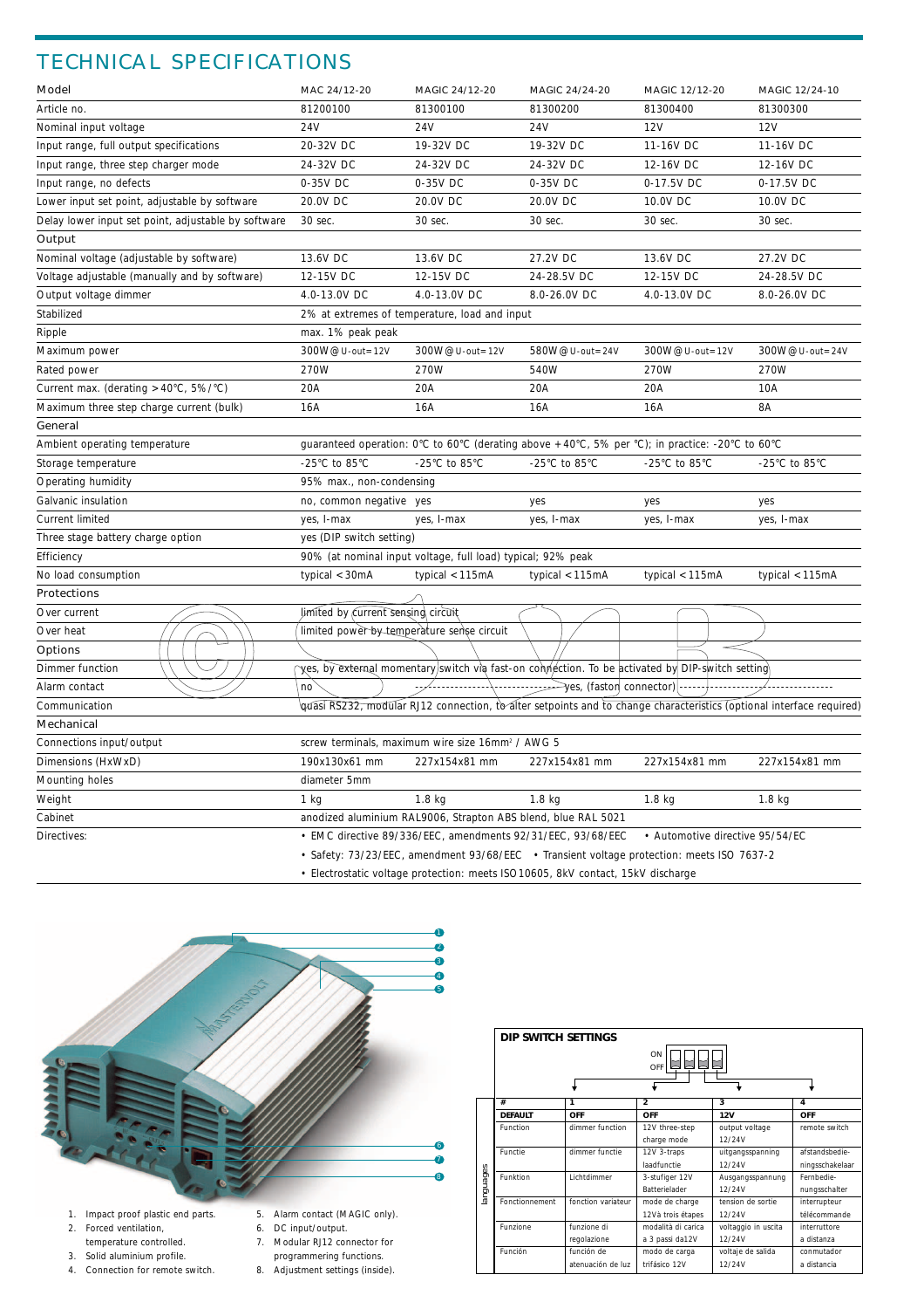# TECHNICAL SPECIFICATIONS

| Model | MAC 24/12-20 | MAGIC 24/12-20 | MAGIC 24/24-20 | MAGIC 12/12-20 | MAGIC 12/24-10 |
|---|---|---|---|---|---|
| Article no. | 81200100 | 81300100 | 81300200 | 81300400 | 81300300 |
| Nominal input voltage | 24V | 24V | 24V | 12V | 12V |
| Input range, full output specifications | 20-32V DC | 19-32V DC | 19-32V DC | 11-16V DC | 11-16V DC |
| Input range, three step charger mode | 24-32V DC | 24-32V DC | 24-32V DC | 12-16V DC | 12-16V DC |
| Input range, no defects | 0-35V DC | 0-35V DC | 0-35V DC | 0-17.5V DC | 0-17.5V DC |
| Lower input set point, adjustable by software | 20.0V DC | 20.0V DC | 20.0V DC | 10.0V DC | 10.0V DC |
| Delay lower input set point, adjustable by software | 30 sec. | 30 sec. | 30 sec. | 30 sec. | 30 sec. |
| **Output** | | | | | |
| Nominal voltage (adjustable by software) | 13.6V DC | 13.6V DC | 27.2V DC | 13.6V DC | 27.2V DC |
| Voltage adjustable (manually and by software) | 12-15V DC | 12-15V DC | 24-28.5V DC | 12-15V DC | 24-28.5V DC |
| Output voltage dimmer | 4.0-13.0V DC | 4.0-13.0V DC | 8.0-26.0V DC | 4.0-13.0V DC | 8.0-26.0V DC |
| Stabilized | 2% at extremes of temperature, load and input | | | | |
| Ripple | max. 1% peak peak | | | | |
| Maximum power | 300W@U-out=12V | 300W@U-out=12V | 580W@U-out=24V | 300W@U-out=12V | 300W@U-out=24V |
| Rated power | 270W | 270W | 540W | 270W | 270W |
| Current max. (derating >40°C, 5%/°C) | 20A | 20A | 20A | 20A | 10A |
| Maximum three step charge current (bulk) | 16A | 16A | 16A | 16A | 8A |
| **General** | | | | | |
| Ambient operating temperature | guaranteed operation: 0°C to 60°C (derating above +40°C, 5% per °C); in practice: -20°C to 60°C | | | | |
| Storage temperature | -25°C to 85°C | -25°C to 85°C | -25°C to 85°C | -25°C to 85°C | -25°C to 85°C |
| Operating humidity | 95% max., non-condensing | | | | |
| Galvanic insulation | no, common negative | yes | yes | yes | yes |
| Current limited | yes, I-max | yes, I-max | yes, I-max | yes, I-max | yes, I-max |
| Three stage battery charge option | yes (DIP switch setting) | | | | |
| Efficiency | 90% (at nominal input voltage, full load) typical; 92% peak | | | | |
| No load consumption | typical <30mA | typical <115mA | typical <115mA | typical <115mA | typical <115mA |
| **Protections** | | | | | |
| Over current | limited by current sensing circuit | | | | |
| Over heat | limited power by temperature sense circuit | | | | |
| **Options** | | | | | |
| Dimmer function | yes, by external momentary switch via fast-on connection. To be activated by DIP-switch setting | | | | |
| Alarm contact | no | yes, (faston connector) | | | |
| Communication | quasi RS232, modular RJ12 connection, to alter setpoints and to change characteristics (optional interface required) | | | | |
| **Mechanical** | | | | | |
| Connections input/output | screw terminals, maximum wire size 16mm² / AWG 5 | | | | |
| Dimensions (HxWxD) | 190x130x61 mm | 227x154x81 mm | 227x154x81 mm | 227x154x81 mm | 227x154x81 mm |
| Mounting holes | diameter 5mm | | | | |
| Weight | 1 kg | 1.8 kg | 1.8 kg | 1.8 kg | 1.8 kg |
| Cabinet | anodized aluminium RAL9006, Strapton ABS blend, blue RAL 5021 | | | | |
| Directives: | • EMC directive 89/336/EEC, amendments 92/31/EEC, 93/68/EEC • Automotive directive 95/54/EC • Safety: 73/23/EEC, amendment 93/68/EEC • Transient voltage protection: meets ISO 7637-2 • Electrostatic voltage protection: meets ISO 10605, 8kV contact, 15kV discharge | | | | |

1. Impact proof plastic end parts.
2. Forced ventilation, temperature controlled.
3. Solid aluminium profile.
4. Connection for remote switch.
5. Alarm contact (MAGIC only).
6. DC input/output.
7. Modular RJ12 connector for programmering functions.
8. Adjustment settings (inside).

**DIP SWITCH SETTINGS**

| languages | # | 1 | 2 | 3 | 4 |
|---|---|---|---|---|---|
| | **DEFAULT** | **OFF** | **OFF** | **12V** | **OFF** |
| | Function | dimmer function | 12V three-step charge mode | output voltage 12/24V | remote switch |
| | Functie | dimmer functie | 12V 3-traps laadfunctie | uitgangsspanning 12/24V | afstandsbedie-ningsschakelaar |
| | Funktion | Lichtdimmer | 3-stufiger 12V Batterielader | Ausgangsspannung 12/24V | Fernbedie-nungsschalter |
| | Fonctionnement | fonction variateur | mode de charge 12V à trois étapes | tension de sortie 12/24V | interrupteur télécommande |
| | Funzione | funzione di regolazione | modalità di carica a 3 passi da12V | voltaggio in uscita 12/24V | interruttore a distanza |
| | Función | función de atenuación de luz | modo de carga trifásico 12V | voltaje de salida 12/24V | conmutador a distancia |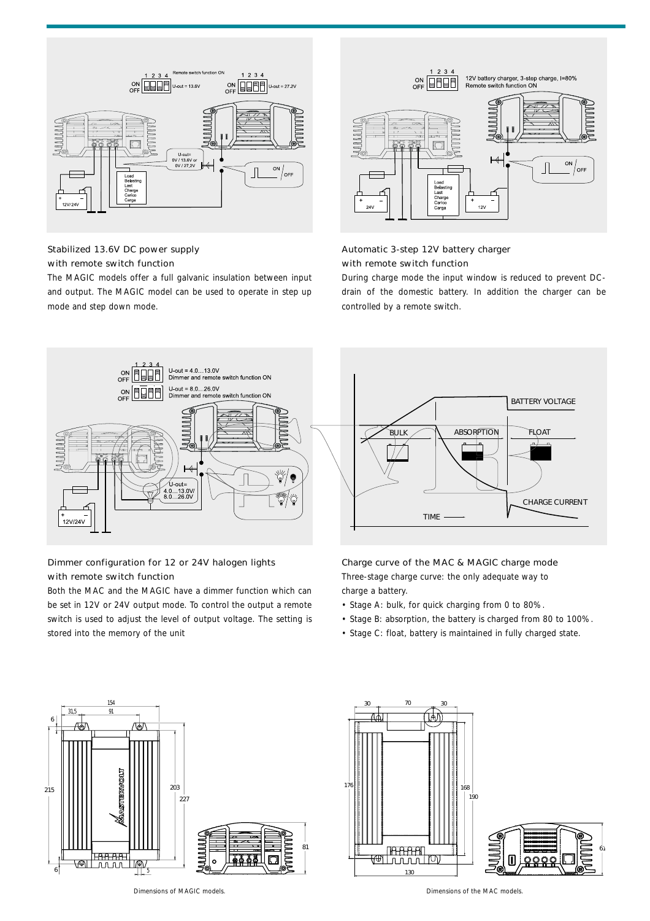### Stabilized 13.6V DC power supply with remote switch function

The MAGIC models offer a full galvanic insulation between input and output. The MAGIC model can be used to operate in step up mode and step down mode.

### Automatic 3-step 12V battery charger with remote switch function

During charge mode the input window is reduced to prevent DC-drain of the domestic battery. In addition the charger can be controlled by a remote switch.

### Dimmer configuration for 12 or 24V halogen lights with remote switch function

Both the MAC and the MAGIC have a dimmer function which can be set in 12V or 24V output mode. To control the output a remote switch is used to adjust the level of output voltage. The setting is stored into the memory of the unit

### Charge curve of the MAC & MAGIC charge mode

Three-stage charge curve: the only adequate way to charge a battery.

- Stage A: bulk, for quick charging from 0 to 80%.
- Stage B: absorption, the battery is charged from 80 to 100%.
- Stage C: float, battery is maintained in fully charged state.

Dimensions of MAGIC models.

Dimensions of the MAC models.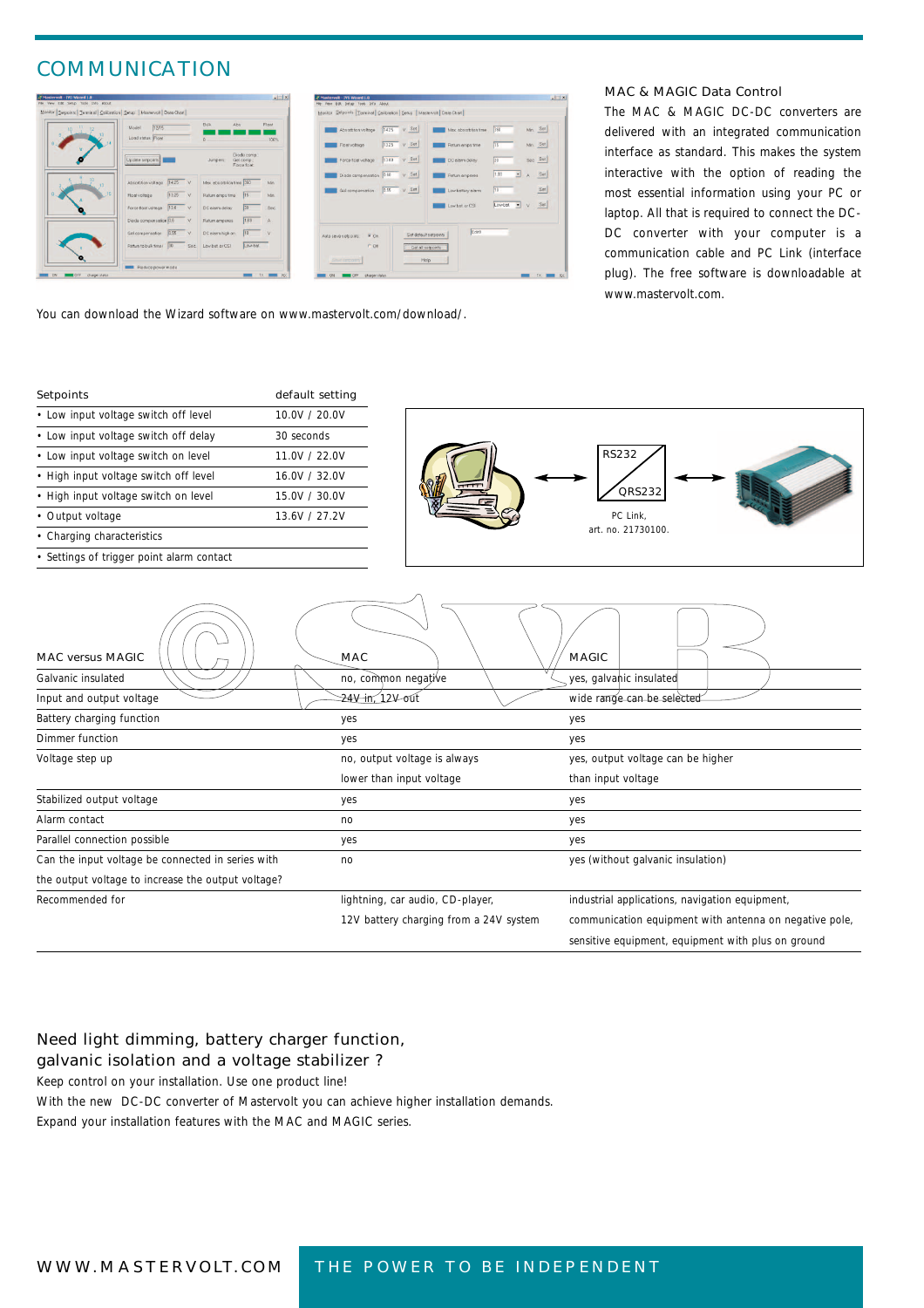## COMMUNICATION

### MAC & MAGIC Data Control

The MAC & MAGIC DC-DC converters are delivered with an integrated communication interface as standard. This makes the system interactive with the option of reading the most essential information using your PC or laptop. All that is required to connect the DC-DC converter with your computer is a communication cable and PC Link (interface plug). The free software is downloadable at www.mastervolt.com.

You can download the Wizard software on www.mastervolt.com/download/.

| Setpoints | default setting |
|---|---|
| • Low input voltage switch off level | 10.0V / 20.0V |
| • Low input voltage switch off delay | 30 seconds |
| • Low input voltage switch on level | 11.0V / 22.0V |
| • High input voltage switch off level | 16.0V / 32.0V |
| • High input voltage switch on level | 15.0V / 30.0V |
| • Output voltage | 13.6V / 27.2V |
| • Charging characteristics | |
| • Settings of trigger point alarm contact | |

RS232

QRS232

PC Link,
art. no. 21730100.

| MAC versus MAGIC | MAC | MAGIC |
|---|---|---|
| Galvanic insulated | no, common negative | yes, galvanic insulated |
| Input and output voltage | 24V in, 12V out | wide range can be selected |
| Battery charging function | yes | yes |
| Dimmer function | yes | yes |
| Voltage step up | no, output voltage is always lower than input voltage | yes, output voltage can be higher than input voltage |
| Stabilized output voltage | yes | yes |
| Alarm contact | no | yes |
| Parallel connection possible | yes | yes |
| Can the input voltage be connected in series with the output voltage to increase the output voltage? | no | yes (without galvanic insulation) |
| Recommended for | lightning, car audio, CD-player, 12V battery charging from a 24V system | industrial applications, navigation equipment, communication equipment with antenna on negative pole, sensitive equipment, equipment with plus on ground |

### Need light dimming, battery charger function, galvanic isolation and a voltage stabilizer ?

Keep control on your installation. Use one product line!

With the new DC-DC converter of Mastervolt you can achieve higher installation demands.

Expand your installation features with the MAC and MAGIC series.

WWW.MASTERVOLT.COM THE POWER TO BE INDEPENDENT